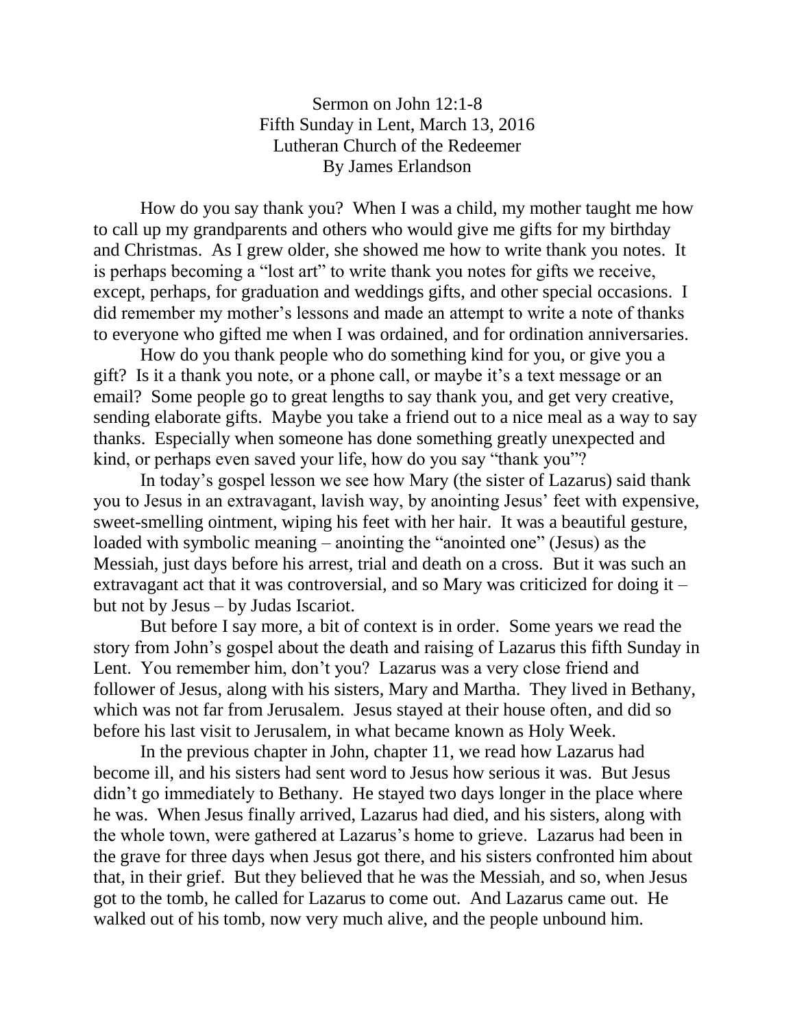Sermon on John 12:1-8
Fifth Sunday in Lent, March 13, 2016
Lutheran Church of the Redeemer
By James Erlandson

How do you say thank you? When I was a child, my mother taught me how to call up my grandparents and others who would give me gifts for my birthday and Christmas. As I grew older, she showed me how to write thank you notes. It is perhaps becoming a "lost art" to write thank you notes for gifts we receive, except, perhaps, for graduation and weddings gifts, and other special occasions. I did remember my mother's lessons and made an attempt to write a note of thanks to everyone who gifted me when I was ordained, and for ordination anniversaries.

How do you thank people who do something kind for you, or give you a gift? Is it a thank you note, or a phone call, or maybe it's a text message or an email? Some people go to great lengths to say thank you, and get very creative, sending elaborate gifts. Maybe you take a friend out to a nice meal as a way to say thanks. Especially when someone has done something greatly unexpected and kind, or perhaps even saved your life, how do you say "thank you"?

In today's gospel lesson we see how Mary (the sister of Lazarus) said thank you to Jesus in an extravagant, lavish way, by anointing Jesus' feet with expensive, sweet-smelling ointment, wiping his feet with her hair. It was a beautiful gesture, loaded with symbolic meaning – anointing the "anointed one" (Jesus) as the Messiah, just days before his arrest, trial and death on a cross. But it was such an extravagant act that it was controversial, and so Mary was criticized for doing it – but not by Jesus – by Judas Iscariot.

But before I say more, a bit of context is in order. Some years we read the story from John's gospel about the death and raising of Lazarus this fifth Sunday in Lent. You remember him, don't you? Lazarus was a very close friend and follower of Jesus, along with his sisters, Mary and Martha. They lived in Bethany, which was not far from Jerusalem. Jesus stayed at their house often, and did so before his last visit to Jerusalem, in what became known as Holy Week.

In the previous chapter in John, chapter 11, we read how Lazarus had become ill, and his sisters had sent word to Jesus how serious it was. But Jesus didn't go immediately to Bethany. He stayed two days longer in the place where he was. When Jesus finally arrived, Lazarus had died, and his sisters, along with the whole town, were gathered at Lazarus's home to grieve. Lazarus had been in the grave for three days when Jesus got there, and his sisters confronted him about that, in their grief. But they believed that he was the Messiah, and so, when Jesus got to the tomb, he called for Lazarus to come out. And Lazarus came out. He walked out of his tomb, now very much alive, and the people unbound him.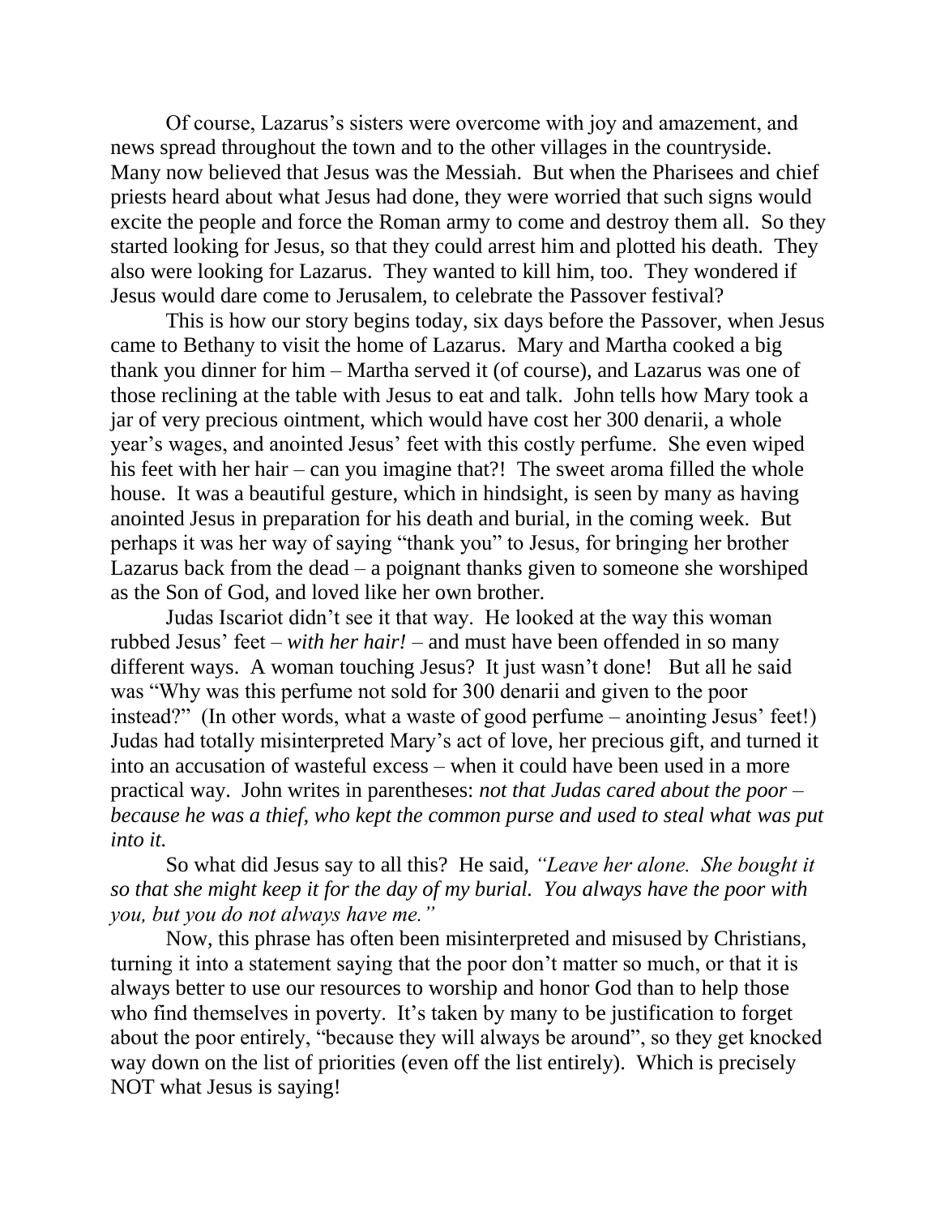Of course, Lazarus's sisters were overcome with joy and amazement, and news spread throughout the town and to the other villages in the countryside. Many now believed that Jesus was the Messiah. But when the Pharisees and chief priests heard about what Jesus had done, they were worried that such signs would excite the people and force the Roman army to come and destroy them all. So they started looking for Jesus, so that they could arrest him and plotted his death. They also were looking for Lazarus. They wanted to kill him, too. They wondered if Jesus would dare come to Jerusalem, to celebrate the Passover festival?

This is how our story begins today, six days before the Passover, when Jesus came to Bethany to visit the home of Lazarus. Mary and Martha cooked a big thank you dinner for him – Martha served it (of course), and Lazarus was one of those reclining at the table with Jesus to eat and talk. John tells how Mary took a jar of very precious ointment, which would have cost her 300 denarii, a whole year's wages, and anointed Jesus' feet with this costly perfume. She even wiped his feet with her hair – can you imagine that?! The sweet aroma filled the whole house. It was a beautiful gesture, which in hindsight, is seen by many as having anointed Jesus in preparation for his death and burial, in the coming week. But perhaps it was her way of saying "thank you" to Jesus, for bringing her brother Lazarus back from the dead – a poignant thanks given to someone she worshiped as the Son of God, and loved like her own brother.

Judas Iscariot didn't see it that way. He looked at the way this woman rubbed Jesus' feet – *with her hair!* – and must have been offended in so many different ways. A woman touching Jesus? It just wasn't done! But all he said was "Why was this perfume not sold for 300 denarii and given to the poor instead?" (In other words, what a waste of good perfume – anointing Jesus' feet!) Judas had totally misinterpreted Mary's act of love, her precious gift, and turned it into an accusation of wasteful excess – when it could have been used in a more practical way. John writes in parentheses: *not that Judas cared about the poor – because he was a thief, who kept the common purse and used to steal what was put into it.*

So what did Jesus say to all this? He said, *"Leave her alone. She bought it so that she might keep it for the day of my burial. You always have the poor with you, but you do not always have me."*

Now, this phrase has often been misinterpreted and misused by Christians, turning it into a statement saying that the poor don't matter so much, or that it is always better to use our resources to worship and honor God than to help those who find themselves in poverty. It's taken by many to be justification to forget about the poor entirely, "because they will always be around", so they get knocked way down on the list of priorities (even off the list entirely). Which is precisely NOT what Jesus is saying!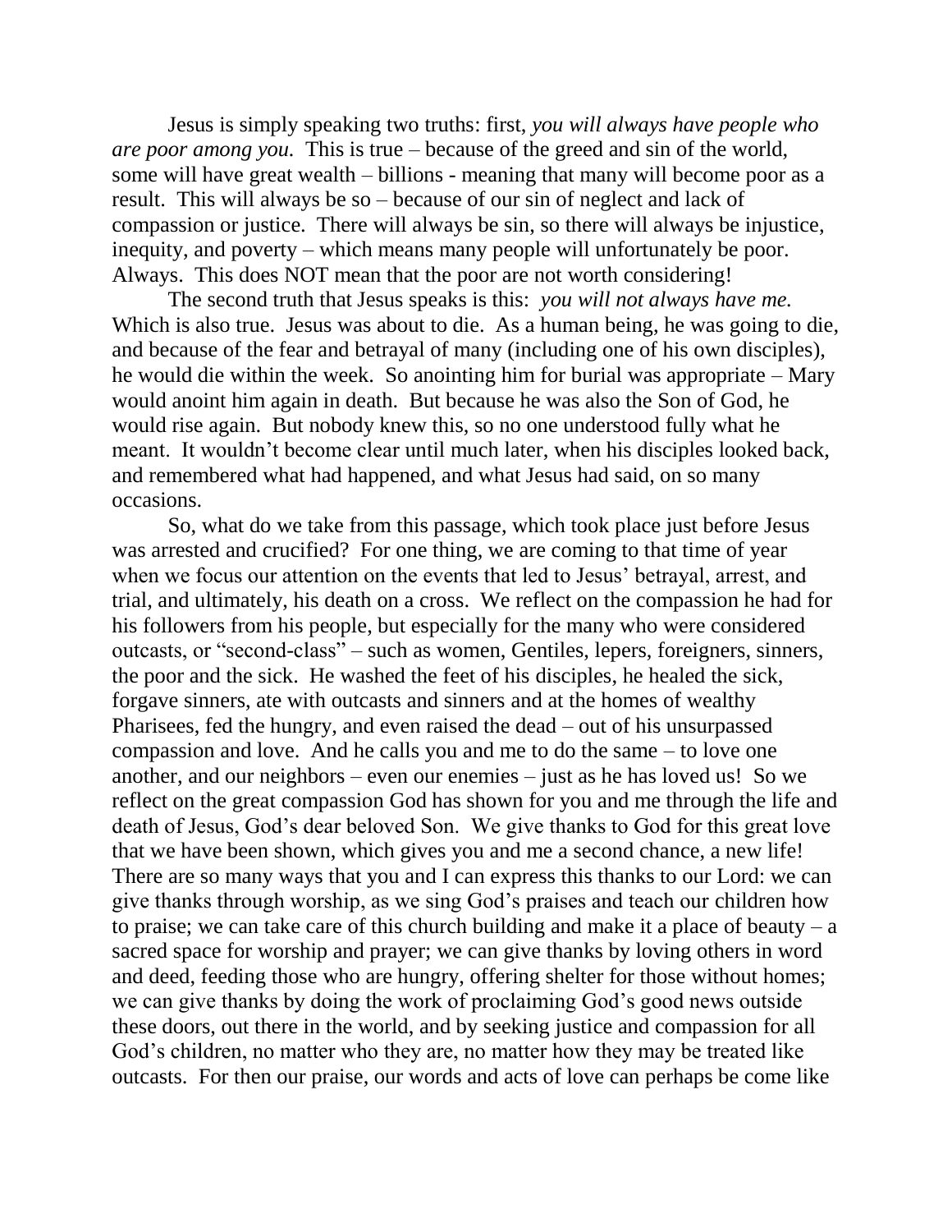Jesus is simply speaking two truths: first, *you will always have people who are poor among you.* This is true – because of the greed and sin of the world, some will have great wealth – billions - meaning that many will become poor as a result. This will always be so – because of our sin of neglect and lack of compassion or justice. There will always be sin, so there will always be injustice, inequity, and poverty – which means many people will unfortunately be poor. Always. This does NOT mean that the poor are not worth considering!

The second truth that Jesus speaks is this: *you will not always have me.* Which is also true. Jesus was about to die. As a human being, he was going to die, and because of the fear and betrayal of many (including one of his own disciples), he would die within the week. So anointing him for burial was appropriate – Mary would anoint him again in death. But because he was also the Son of God, he would rise again. But nobody knew this, so no one understood fully what he meant. It wouldn't become clear until much later, when his disciples looked back, and remembered what had happened, and what Jesus had said, on so many occasions.

So, what do we take from this passage, which took place just before Jesus was arrested and crucified? For one thing, we are coming to that time of year when we focus our attention on the events that led to Jesus' betrayal, arrest, and trial, and ultimately, his death on a cross. We reflect on the compassion he had for his followers from his people, but especially for the many who were considered outcasts, or "second-class" – such as women, Gentiles, lepers, foreigners, sinners, the poor and the sick. He washed the feet of his disciples, he healed the sick, forgave sinners, ate with outcasts and sinners and at the homes of wealthy Pharisees, fed the hungry, and even raised the dead – out of his unsurpassed compassion and love. And he calls you and me to do the same – to love one another, and our neighbors – even our enemies – just as he has loved us! So we reflect on the great compassion God has shown for you and me through the life and death of Jesus, God's dear beloved Son. We give thanks to God for this great love that we have been shown, which gives you and me a second chance, a new life! There are so many ways that you and I can express this thanks to our Lord: we can give thanks through worship, as we sing God's praises and teach our children how to praise; we can take care of this church building and make it a place of beauty – a sacred space for worship and prayer; we can give thanks by loving others in word and deed, feeding those who are hungry, offering shelter for those without homes; we can give thanks by doing the work of proclaiming God's good news outside these doors, out there in the world, and by seeking justice and compassion for all God's children, no matter who they are, no matter how they may be treated like outcasts. For then our praise, our words and acts of love can perhaps be come like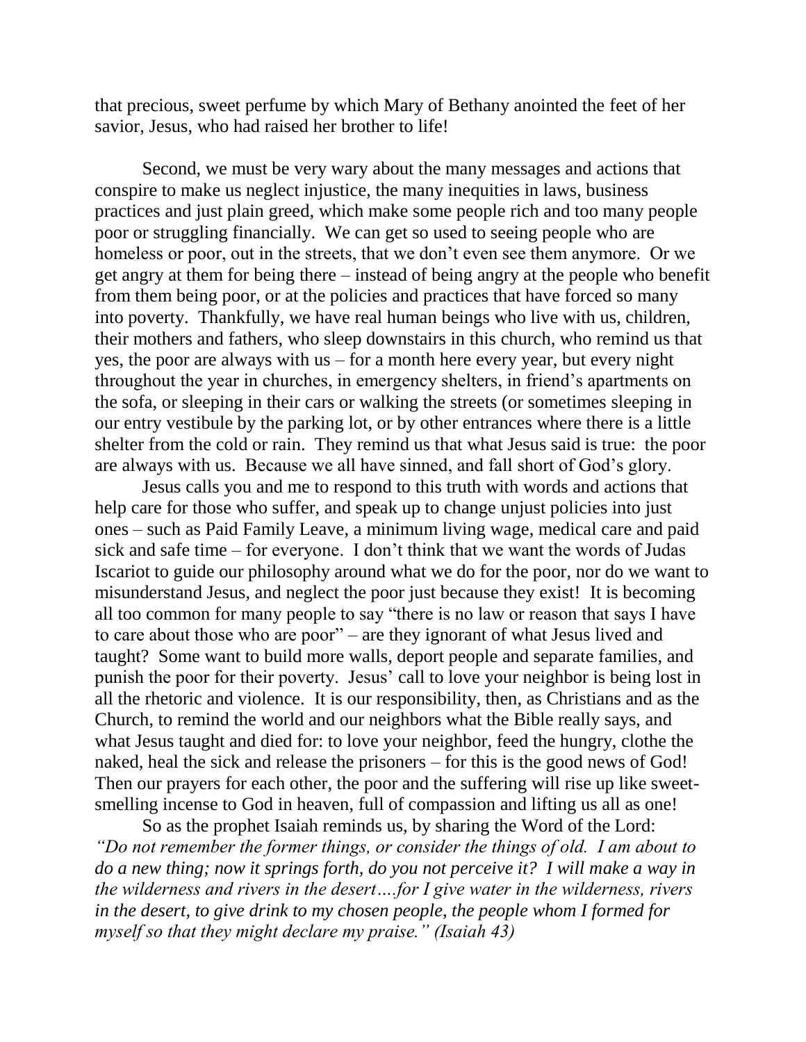that precious, sweet perfume by which Mary of Bethany anointed the feet of her savior, Jesus, who had raised her brother to life!

Second, we must be very wary about the many messages and actions that conspire to make us neglect injustice, the many inequities in laws, business practices and just plain greed, which make some people rich and too many people poor or struggling financially. We can get so used to seeing people who are homeless or poor, out in the streets, that we don't even see them anymore. Or we get angry at them for being there – instead of being angry at the people who benefit from them being poor, or at the policies and practices that have forced so many into poverty. Thankfully, we have real human beings who live with us, children, their mothers and fathers, who sleep downstairs in this church, who remind us that yes, the poor are always with us – for a month here every year, but every night throughout the year in churches, in emergency shelters, in friend's apartments on the sofa, or sleeping in their cars or walking the streets (or sometimes sleeping in our entry vestibule by the parking lot, or by other entrances where there is a little shelter from the cold or rain. They remind us that what Jesus said is true: the poor are always with us. Because we all have sinned, and fall short of God's glory.

Jesus calls you and me to respond to this truth with words and actions that help care for those who suffer, and speak up to change unjust policies into just ones – such as Paid Family Leave, a minimum living wage, medical care and paid sick and safe time – for everyone. I don't think that we want the words of Judas Iscariot to guide our philosophy around what we do for the poor, nor do we want to misunderstand Jesus, and neglect the poor just because they exist! It is becoming all too common for many people to say "there is no law or reason that says I have to care about those who are poor" – are they ignorant of what Jesus lived and taught? Some want to build more walls, deport people and separate families, and punish the poor for their poverty. Jesus' call to love your neighbor is being lost in all the rhetoric and violence. It is our responsibility, then, as Christians and as the Church, to remind the world and our neighbors what the Bible really says, and what Jesus taught and died for: to love your neighbor, feed the hungry, clothe the naked, heal the sick and release the prisoners – for this is the good news of God! Then our prayers for each other, the poor and the suffering will rise up like sweet-smelling incense to God in heaven, full of compassion and lifting us all as one!

So as the prophet Isaiah reminds us, by sharing the Word of the Lord: *"Do not remember the former things, or consider the things of old. I am about to do a new thing; now it springs forth, do you not perceive it? I will make a way in the wilderness and rivers in the desert….for I give water in the wilderness, rivers in the desert, to give drink to my chosen people, the people whom I formed for myself so that they might declare my praise." (Isaiah 43)*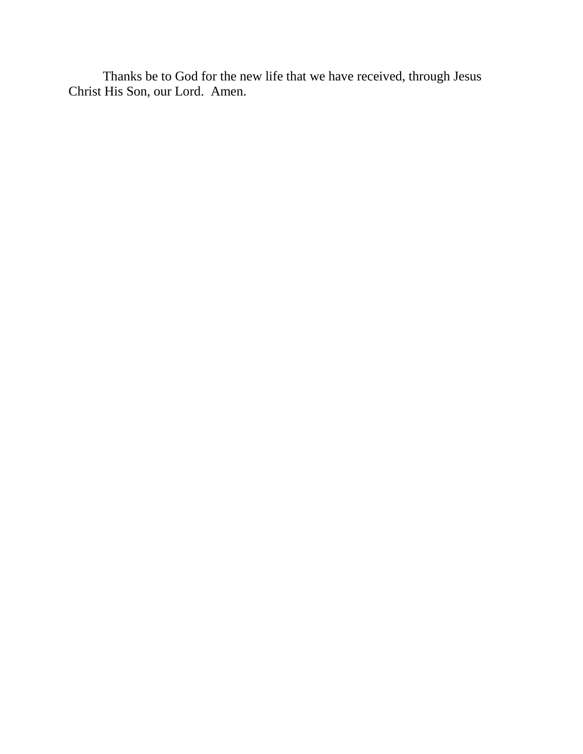Thanks be to God for the new life that we have received, through Jesus Christ His Son, our Lord.  Amen.